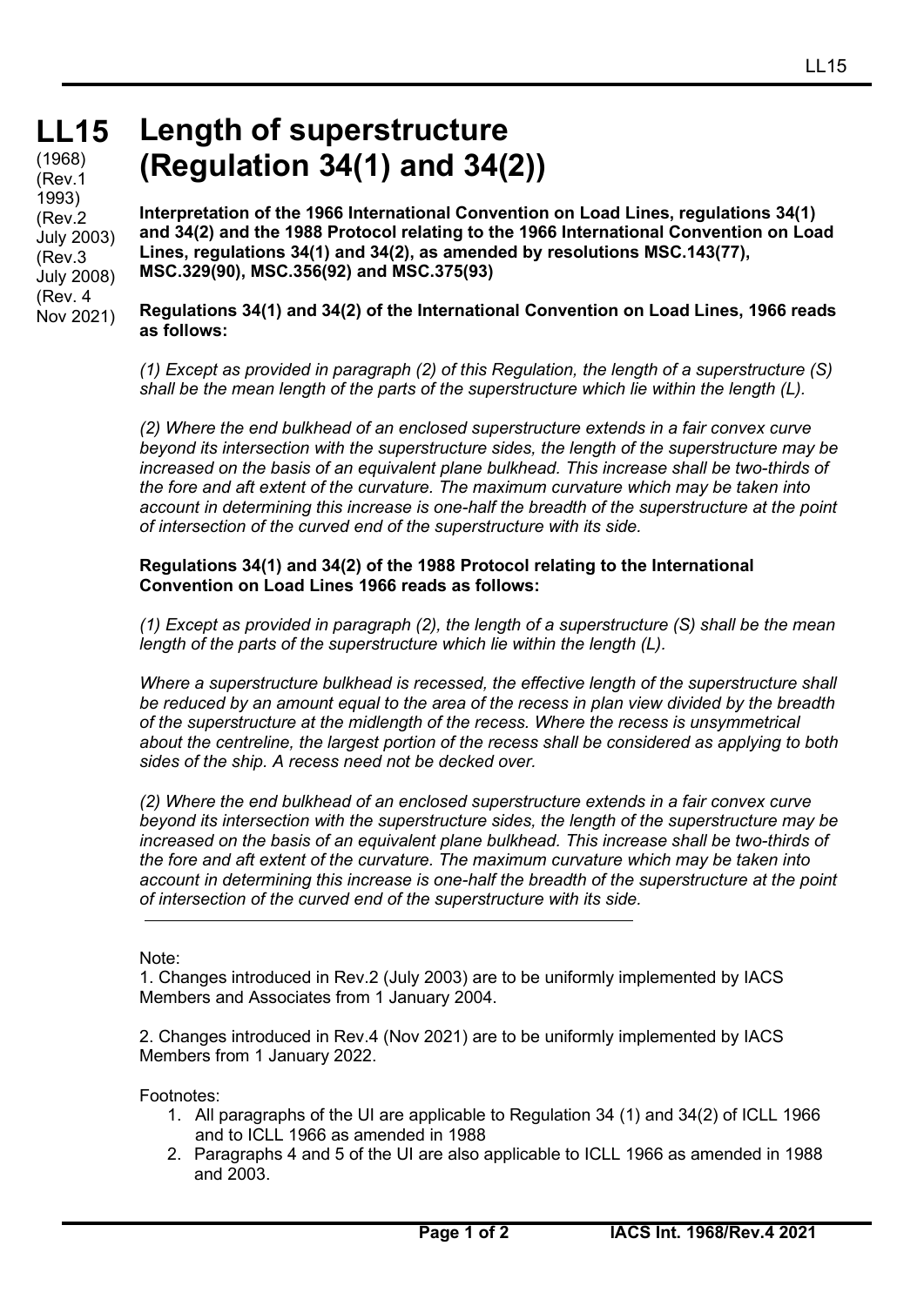# LL15 Length of superstructure (Regulation 34(1) and 34(2))

(1968)
(Rev.1 1993)
(Rev.2 July 2003)
(Rev.3 July 2008)
(Rev. 4 Nov 2021)

**Interpretation of the 1966 International Convention on Load Lines, regulations 34(1) and 34(2) and the 1988 Protocol relating to the 1966 International Convention on Load Lines, regulations 34(1) and 34(2), as amended by resolutions MSC.143(77), MSC.329(90), MSC.356(92) and MSC.375(93)**

**Regulations 34(1) and 34(2) of the International Convention on Load Lines, 1966 reads as follows:**

*(1) Except as provided in paragraph (2) of this Regulation, the length of a superstructure (S) shall be the mean length of the parts of the superstructure which lie within the length (L).*

*(2) Where the end bulkhead of an enclosed superstructure extends in a fair convex curve beyond its intersection with the superstructure sides, the length of the superstructure may be increased on the basis of an equivalent plane bulkhead. This increase shall be two-thirds of the fore and aft extent of the curvature. The maximum curvature which may be taken into account in determining this increase is one-half the breadth of the superstructure at the point of intersection of the curved end of the superstructure with its side.*

**Regulations 34(1) and 34(2) of the 1988 Protocol relating to the International Convention on Load Lines 1966 reads as follows:**

*(1) Except as provided in paragraph (2), the length of a superstructure (S) shall be the mean length of the parts of the superstructure which lie within the length (L).*

*Where a superstructure bulkhead is recessed, the effective length of the superstructure shall be reduced by an amount equal to the area of the recess in plan view divided by the breadth of the superstructure at the midlength of the recess. Where the recess is unsymmetrical about the centreline, the largest portion of the recess shall be considered as applying to both sides of the ship. A recess need not be decked over.*

*(2) Where the end bulkhead of an enclosed superstructure extends in a fair convex curve beyond its intersection with the superstructure sides, the length of the superstructure may be increased on the basis of an equivalent plane bulkhead. This increase shall be two-thirds of the fore and aft extent of the curvature. The maximum curvature which may be taken into account in determining this increase is one-half the breadth of the superstructure at the point of intersection of the curved end of the superstructure with its side.*

---

Note:

1. Changes introduced in Rev.2 (July 2003) are to be uniformly implemented by IACS Members and Associates from 1 January 2004.

2. Changes introduced in Rev.4 (Nov 2021) are to be uniformly implemented by IACS Members from 1 January 2022.

Footnotes:

1. All paragraphs of the UI are applicable to Regulation 34 (1) and 34(2) of ICLL 1966 and to ICLL 1966 as amended in 1988
2. Paragraphs 4 and 5 of the UI are also applicable to ICLL 1966 as amended in 1988 and 2003.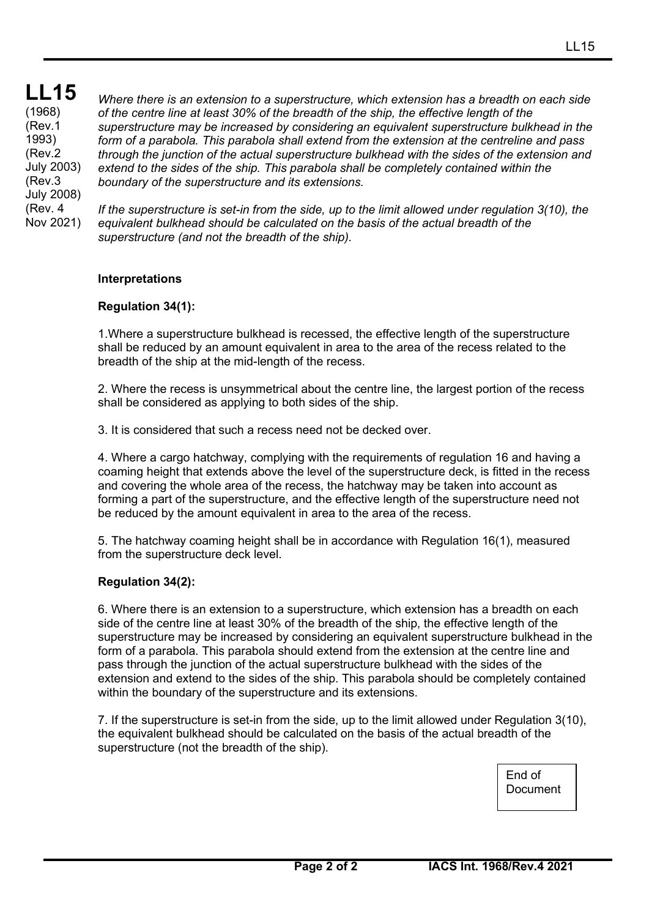# LL15

(1968)
(Rev.1 1993)
(Rev.2 July 2003)
(Rev.3 July 2008)
(Rev. 4 Nov 2021)

*Where there is an extension to a superstructure, which extension has a breadth on each side of the centre line at least 30% of the breadth of the ship, the effective length of the superstructure may be increased by considering an equivalent superstructure bulkhead in the form of a parabola. This parabola shall extend from the extension at the centreline and pass through the junction of the actual superstructure bulkhead with the sides of the extension and extend to the sides of the ship. This parabola shall be completely contained within the boundary of the superstructure and its extensions.*

*If the superstructure is set-in from the side, up to the limit allowed under regulation 3(10), the equivalent bulkhead should be calculated on the basis of the actual breadth of the superstructure (and not the breadth of the ship).*

**Interpretations**

**Regulation 34(1):**

1. Where a superstructure bulkhead is recessed, the effective length of the superstructure shall be reduced by an amount equivalent in area to the area of the recess related to the breadth of the ship at the mid-length of the recess.

2. Where the recess is unsymmetrical about the centre line, the largest portion of the recess shall be considered as applying to both sides of the ship.

3. It is considered that such a recess need not be decked over.

4. Where a cargo hatchway, complying with the requirements of regulation 16 and having a coaming height that extends above the level of the superstructure deck, is fitted in the recess and covering the whole area of the recess, the hatchway may be taken into account as forming a part of the superstructure, and the effective length of the superstructure need not be reduced by the amount equivalent in area to the area of the recess.

5. The hatchway coaming height shall be in accordance with Regulation 16(1), measured from the superstructure deck level.

**Regulation 34(2):**

6. Where there is an extension to a superstructure, which extension has a breadth on each side of the centre line at least 30% of the breadth of the ship, the effective length of the superstructure may be increased by considering an equivalent superstructure bulkhead in the form of a parabola. This parabola should extend from the extension at the centre line and pass through the junction of the actual superstructure bulkhead with the sides of the extension and extend to the sides of the ship. This parabola should be completely contained within the boundary of the superstructure and its extensions.

7. If the superstructure is set-in from the side, up to the limit allowed under Regulation 3(10), the equivalent bulkhead should be calculated on the basis of the actual breadth of the superstructure (not the breadth of the ship).

End of Document